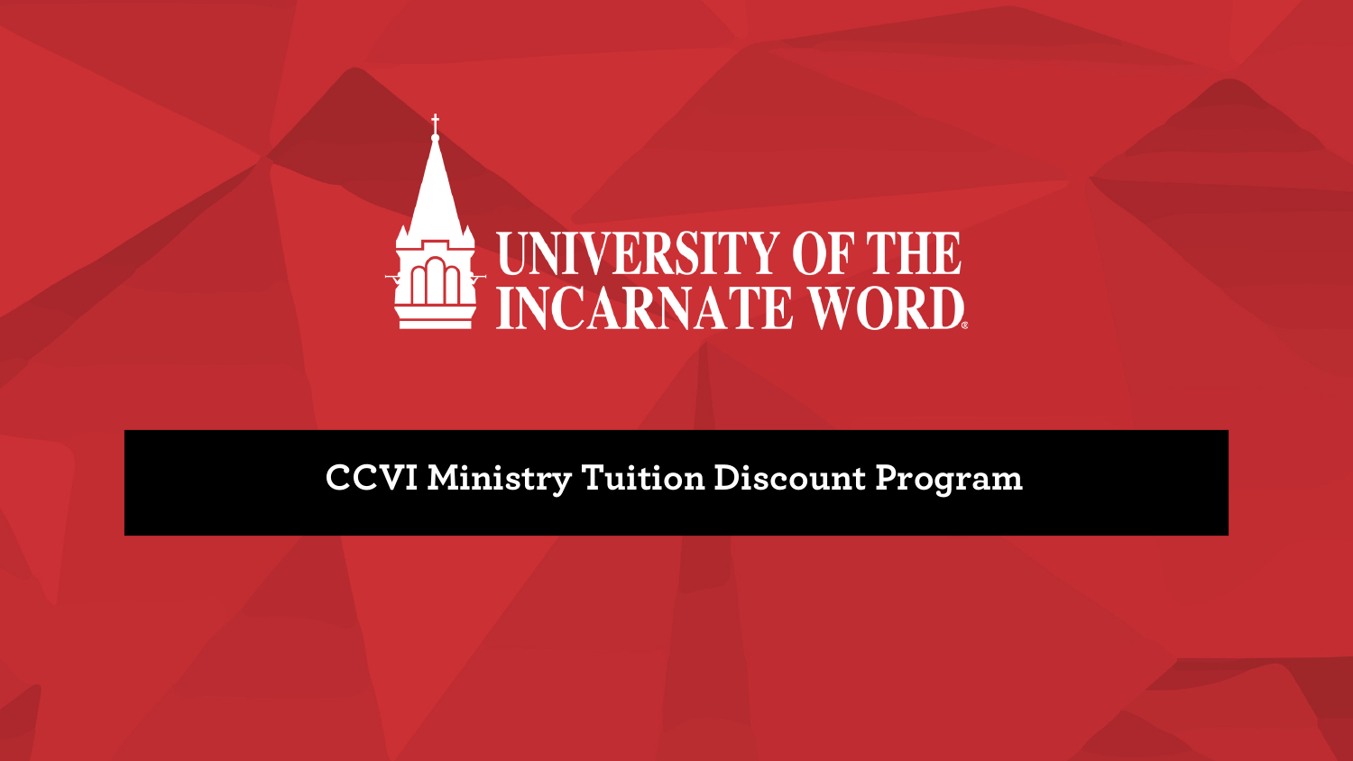# UNIVERSITY OF THE INCARNATE WORD

## CCVI Ministry Tuition Discount Program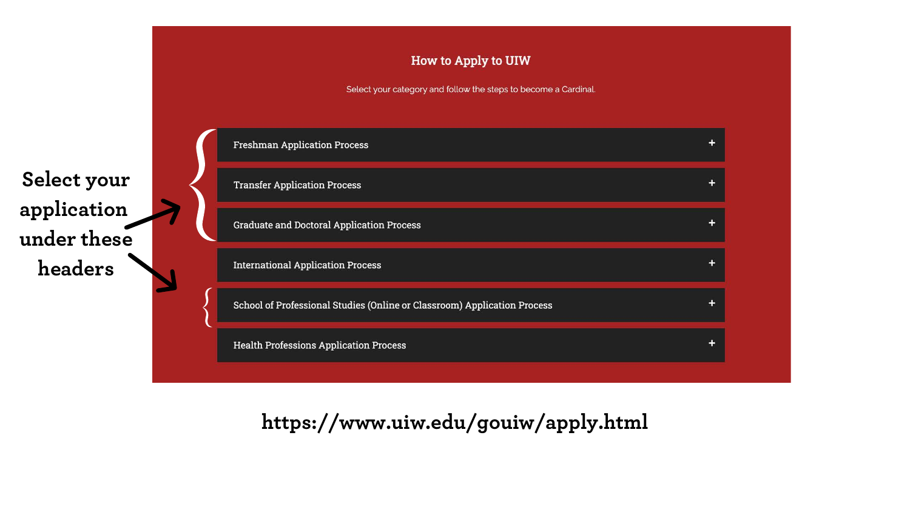Select your application under these headers

## How to Apply to UIW

Select your category and follow the steps to become a Cardinal.

- Freshman Application Process +
- Transfer Application Process +
- Graduate and Doctoral Application Process +
- International Application Process +
- School of Professional Studies (Online or Classroom) Application Process +
- Health Professions Application Process +

https://www.uiw.edu/gouiw/apply.html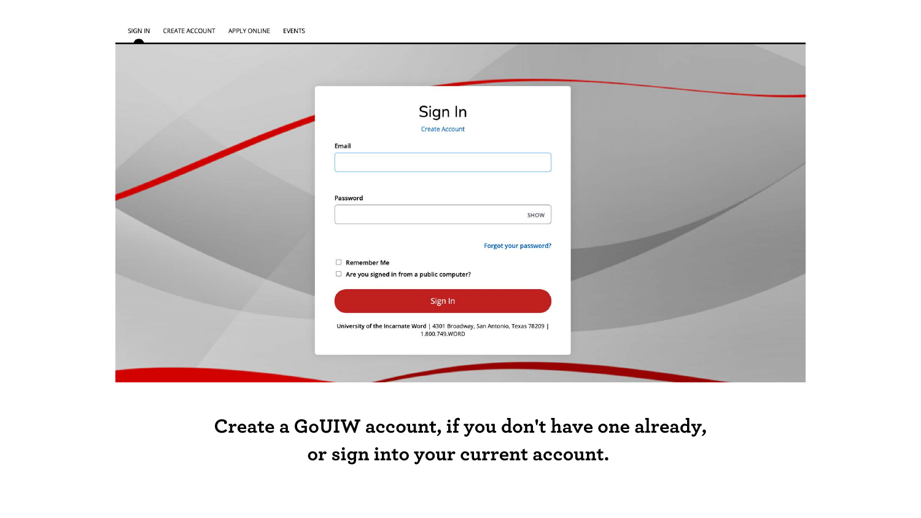SIGN IN CREATE ACCOUNT APPLY ONLINE EVENTS

Sign In

Create Account

Email

Password

SHOW

Forgot your password?

Remember Me

Are you signed in from a public computer?

Sign In

University of the Incarnate Word | 4301 Broadway, San Antonio, Texas 78209 | 1.800.749.WORD

**Create a GoUIW account, if you don't have one already, or sign into your current account.**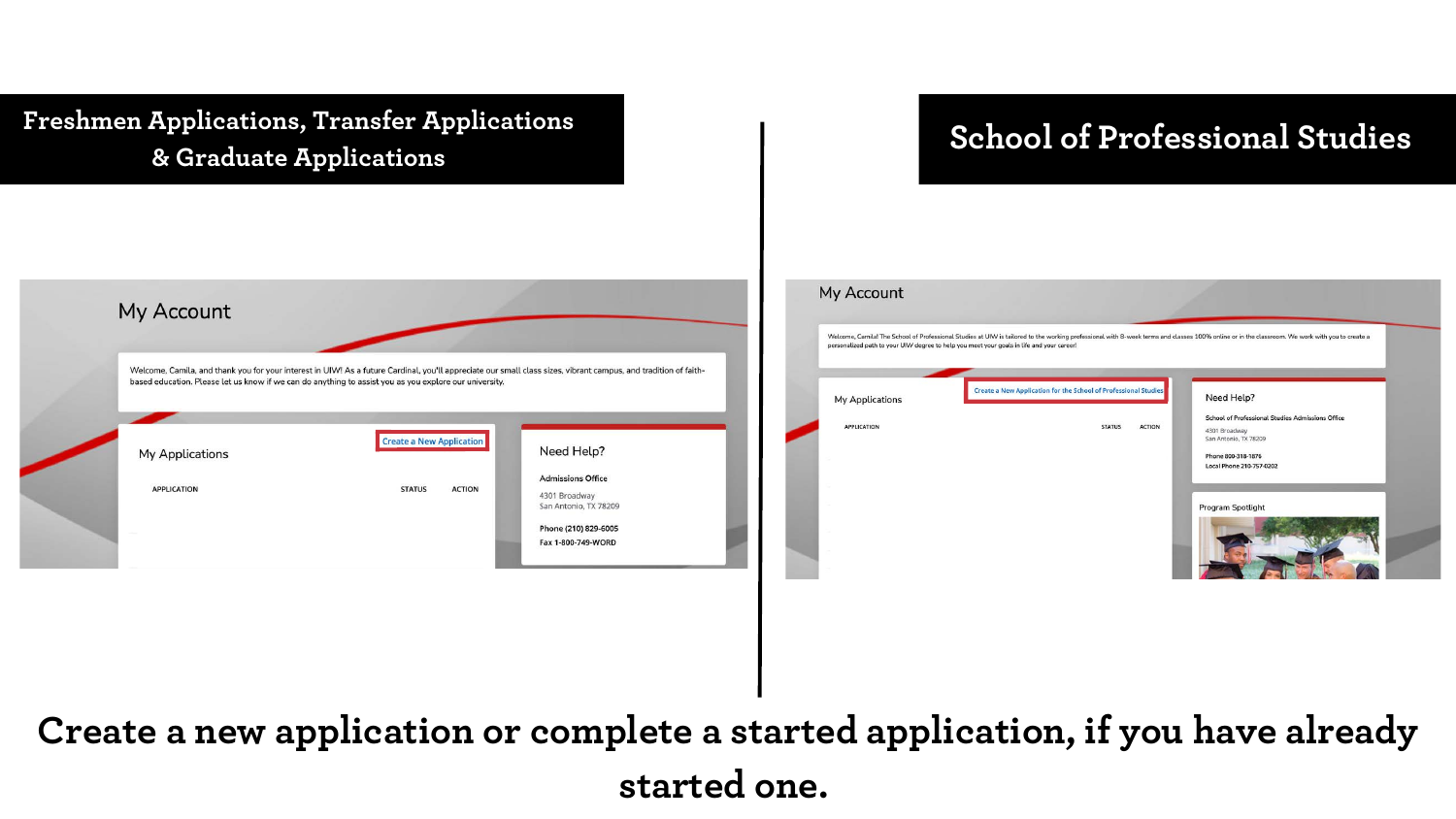## Freshmen Applications, Transfer Applications & Graduate Applications

My Account

Welcome, Camila, and thank you for your interest in UIW! As a future Cardinal, you'll appreciate our small class sizes, vibrant campus, and tradition of faith-based education. Please let us know if we can do anything to assist you as you explore our university.

My Applications

Create a New Application

APPLICATION STATUS ACTION

Need Help?

Admissions Office

4301 Broadway
San Antonio, TX 78209

Phone (210) 829-6005
Fax 1-800-749-WORD

## School of Professional Studies

My Account

Welcome, Camila! The School of Professional Studies at UIW is tailored to the working professional with 8-week terms and classes 100% online or in the classroom. We work with you to create a personalized path to your UIW degree to help you meet your goals in life and your career!

My Applications

Create a New Application for the School of Professional Studies

APPLICATION STATUS ACTION

Need Help?

School of Professional Studies Admissions Office

4301 Broadway
San Antonio, TX 78209

Phone 800-318-1876
Local Phone 210-757-0202

Program Spotlight

**Create a new application or complete a started application, if you have already started one.**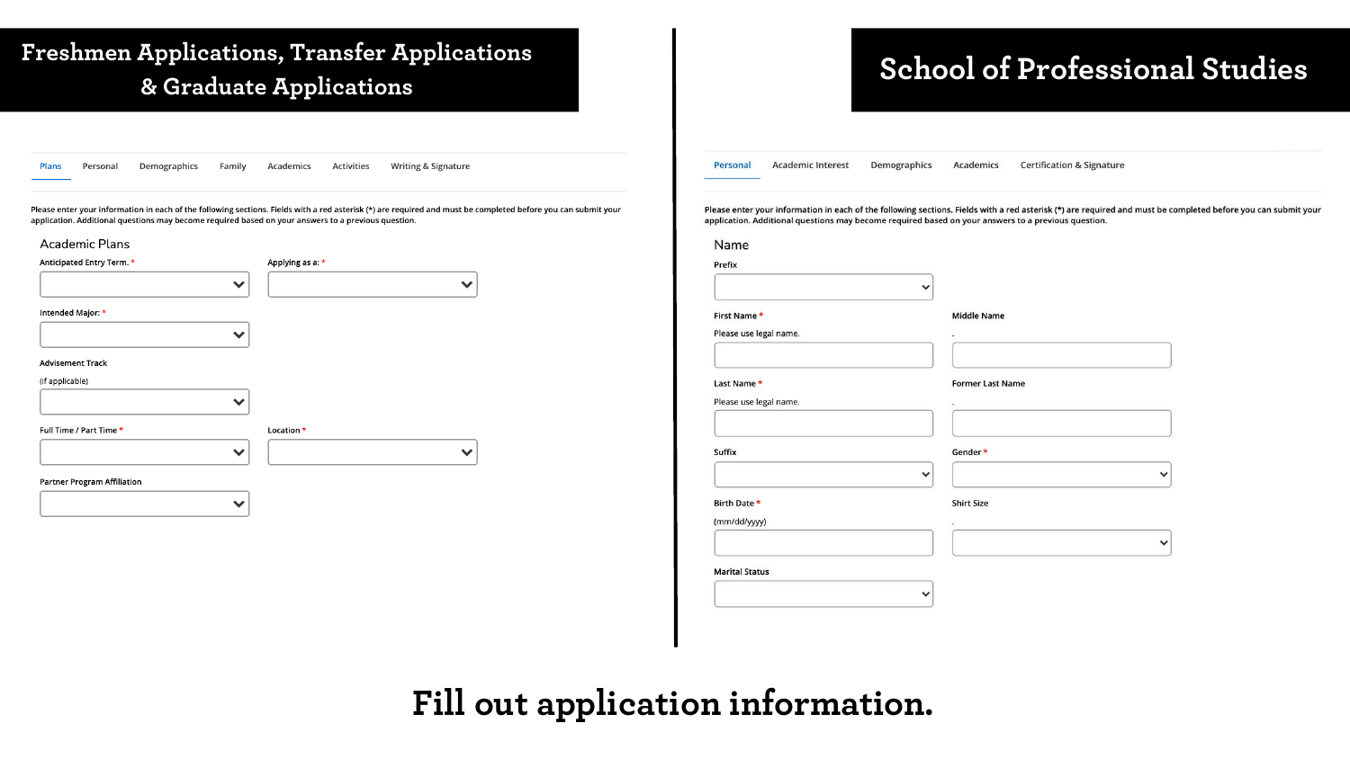## Freshmen Applications, Transfer Applications & Graduate Applications

Plans | Personal | Demographics | Family | Academics | Activities | Writing & Signature

Please enter your information in each of the following sections. Fields with a red asterisk (*) are required and must be completed before you can submit your application. Additional questions may become required based on your answers to a previous question.

### Academic Plans

Anticipated Entry Term. *

Applying as a: *

Intended Major: *

Advisement Track

(if applicable)

Full Time / Part Time *

Location *

Partner Program Affiliation

## School of Professional Studies

Personal | Academic Interest | Demographics | Academics | Certification & Signature

Please enter your information in each of the following sections. Fields with a red asterisk (*) are required and must be completed before you can submit your application. Additional questions may become required based on your answers to a previous question.

### Name

Prefix

First Name *

Please use legal name.

Middle Name

Last Name *

Please use legal name.

Former Last Name

Suffix

Gender *

Birth Date *

(mm/dd/yyyy)

Shirt Size

Marital Status

# Fill out application information.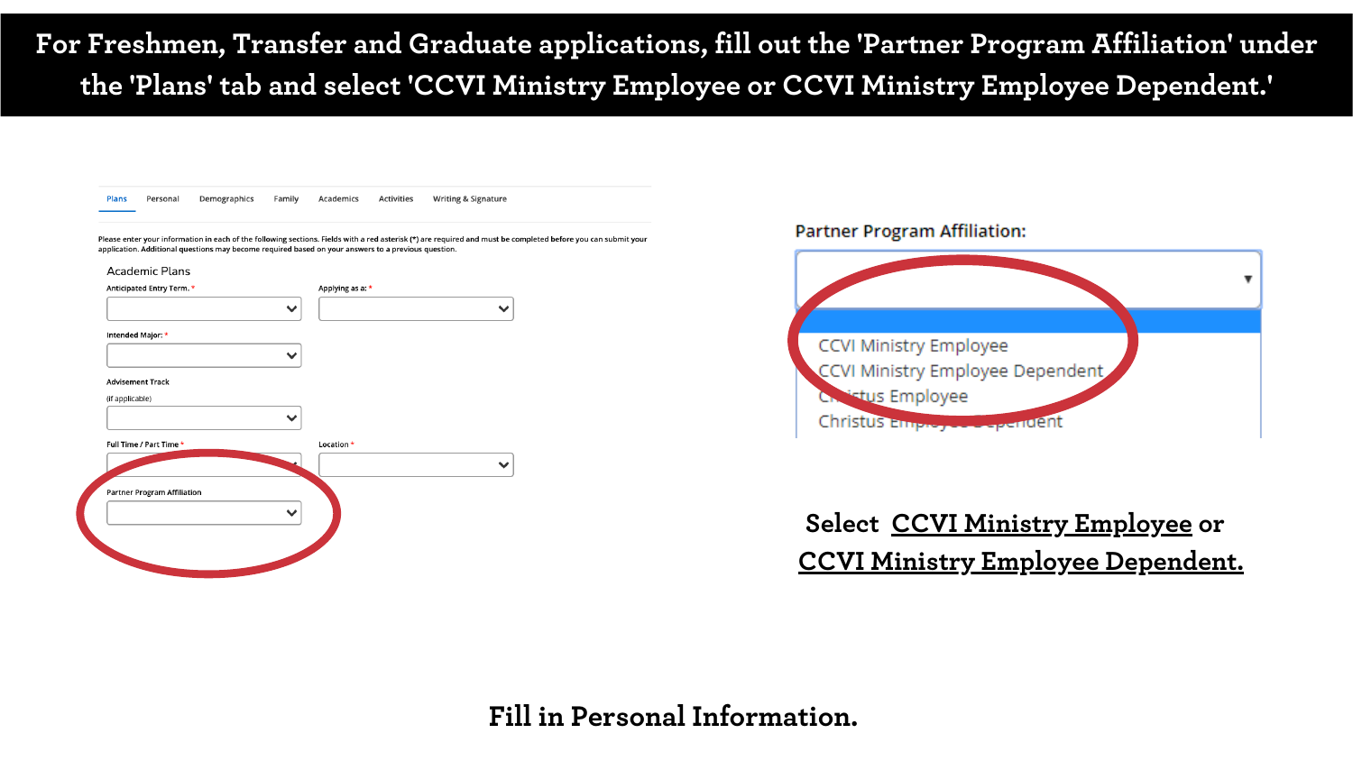# For Freshmen, Transfer and Graduate applications, fill out the 'Partner Program Affiliation' under the 'Plans' tab and select 'CCVI Ministry Employee or CCVI Ministry Employee Dependent.'

Plans | Personal | Demographics | Family | Academics | Activities | Writing & Signature

Please enter your information in each of the following sections. Fields with a red asterisk (*) are required and must be completed before you can submit your application. Additional questions may become required based on your answers to a previous question.

Academic Plans

Anticipated Entry Term. *

Applying as a: *

Intended Major: *

Advisement Track

(if applicable)

Full Time / Part Time *

Location *

Partner Program Affiliation

Partner Program Affiliation:

CCVI Ministry Employee

CCVI Ministry Employee Dependent

Christus Employee

Christus Employee Dependent

Select CCVI Ministry Employee or CCVI Ministry Employee Dependent.

**Fill in Personal Information.**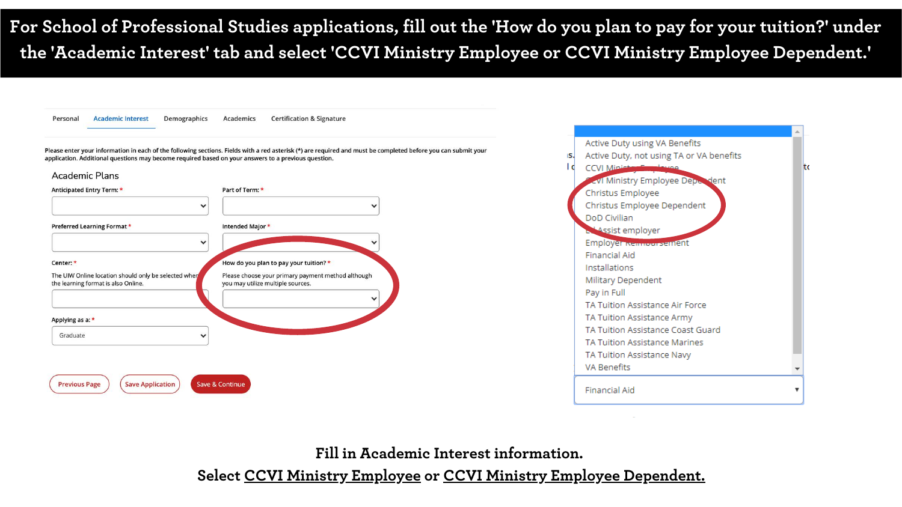# For School of Professional Studies applications, fill out the 'How do you plan to pay for your tuition?' under the 'Academic Interest' tab and select 'CCVI Ministry Employee or CCVI Ministry Employee Dependent.'

Personal | Academic Interest | Demographics | Academics | Certification & Signature

Please enter your information in each of the following sections. Fields with a red asterisk (*) are required and must be completed before you can submit your application. Additional questions may become required based on your answers to a previous question.

## Academic Plans

Anticipated Entry Term: *

Part of Term: *

Preferred Learning Format *

Intended Major *

Center: *

The UIW Online location should only be selected when the learning format is also Online.

How do you plan to pay your tuition? *

Please choose your primary payment method although you may utilize multiple sources.

Applying as a: *

Graduate

Previous Page | Save Application | Save & Continue

- Active Duty using VA Benefits
- Active Duty, not using TA or VA benefits
- CCVI Ministry Employee
- CCVI Ministry Employee Dependent
- Christus Employee
- Christus Employee Dependent
- DoD Civilian
- EdAssist employer
- Employer Reimbursement
- Financial Aid
- Installations
- Military Dependent
- Pay in Full
- TA Tuition Assistance Air Force
- TA Tuition Assistance Army
- TA Tuition Assistance Coast Guard
- TA Tuition Assistance Marines
- TA Tuition Assistance Navy
- VA Benefits

Financial Aid

**Fill in Academic Interest information.**

**Select CCVI Ministry Employee or CCVI Ministry Employee Dependent.**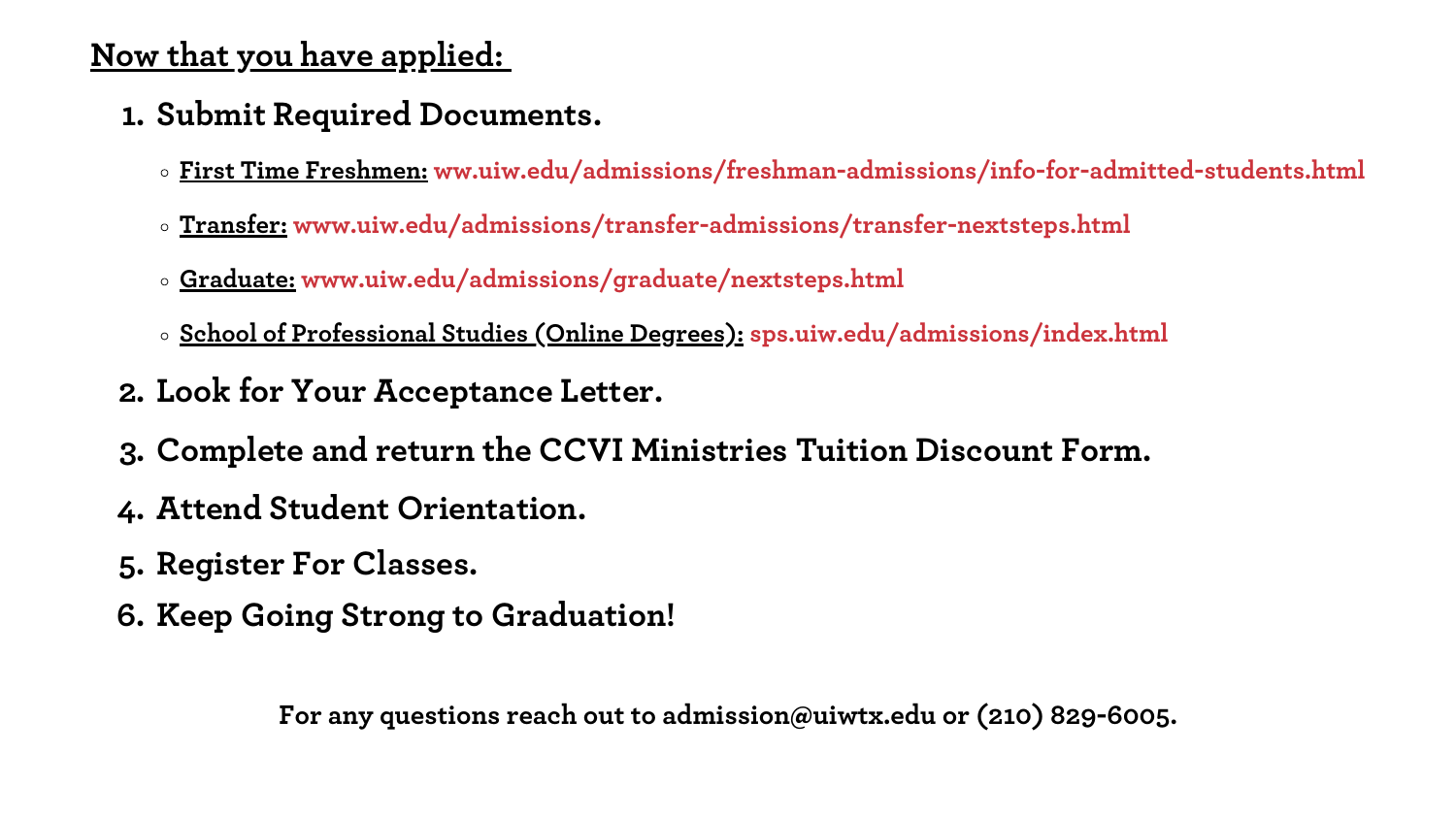**Now that you have applied:**

1. **Submit Required Documents.**
   - **First Time Freshmen:** ww.uiw.edu/admissions/freshman-admissions/info-for-admitted-students.html
   - **Transfer:** www.uiw.edu/admissions/transfer-admissions/transfer-nextsteps.html
   - **Graduate:** www.uiw.edu/admissions/graduate/nextsteps.html
   - **School of Professional Studies (Online Degrees):** sps.uiw.edu/admissions/index.html
2. **Look for Your Acceptance Letter.**
3. **Complete and return the CCVI Ministries Tuition Discount Form.**
4. **Attend Student Orientation.**
5. **Register For Classes.**
6. **Keep Going Strong to Graduation!**

**For any questions reach out to admission@uiwtx.edu or (210) 829-6005.**